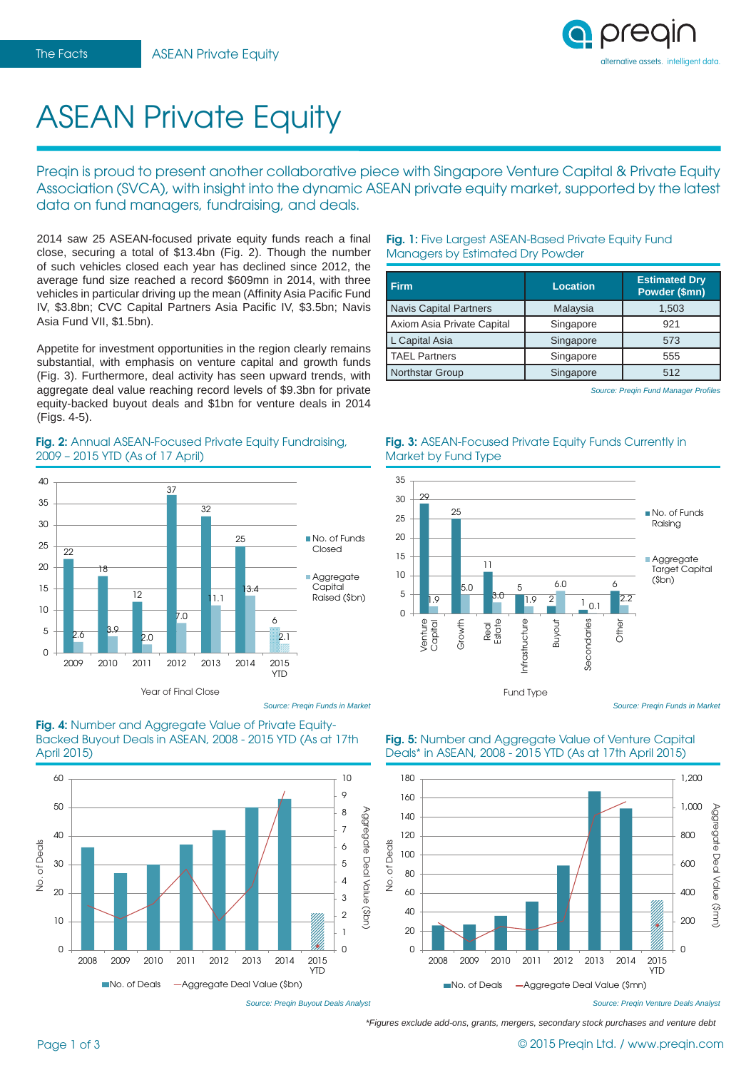# ASEAN Private Equity

Preqin is proud to present another collaborative piece with Singapore Venture Capital & Private Equity Association (SVCA), with insight into the dynamic ASEAN private equity market, supported by the latest data on fund managers, fundraising, and deals.

2014 saw 25 ASEAN-focused private equity funds reach a final close, securing a total of $13.4bn (Fig. 2). Though the number of such vehicles closed each year has declined since 2012, the average fund size reached a record $609mn in 2014, with three vehicles in particular driving up the mean (Affinity Asia Pacific Fund IV, $3.8bn; CVC Capital Partners Asia Pacific IV, $3.5bn; Navis Asia Fund VII, $1.5bn).

Appetite for investment opportunities in the region clearly remains substantial, with emphasis on venture capital and growth funds (Fig. 3). Furthermore, deal activity has seen upward trends, with aggregate deal value reaching record levels of $9.3bn for private equity-backed buyout deals and $1bn for venture deals in 2014 (Figs. 4-5).

**Fig. 1:** Five Largest ASEAN-Based Private Equity Fund Managers by Estimated Dry Powder

| Firm | Location | Estimated Dry Powder ($mn) |
|---|---|---|
| Navis Capital Partners | Malaysia | 1,503 |
| Axiom Asia Private Capital | Singapore | 921 |
| L Capital Asia | Singapore | 573 |
| TAEL Partners | Singapore | 555 |
| Northstar Group | Singapore | 512 |

*Source: Preqin Fund Manager Profiles*

**Fig. 2:** Annual ASEAN-Focused Private Equity Fundraising, 2009 – 2015 YTD (As of 17 April)

| Year of Final Close | No. of Funds Closed | Aggregate Capital Raised ($bn) |
|---|---|---|
| 2009 | 22 | 2.6 |
| 2010 | 18 | 3.9 |
| 2011 | 12 | 2.0 |
| 2012 | 37 | 7.0 |
| 2013 | 32 | 11.1 |
| 2014 | 25 | 13.4 |
| 2015 YTD | 6 | 2.1 |

*Source: Preqin Funds in Market*

**Fig. 3:** ASEAN-Focused Private Equity Funds Currently in Market by Fund Type

| Fund Type | No. of Funds Raising | Aggregate Target Capital ($bn) |
|---|---|---|
| Venture Capital | 29 | 1.9 |
| Growth | 25 | 5.0 |
| Real Estate | 11 | 3.0 |
| Infrastructure | 5 | 1.9 |
| Buyout | 2 | 6.0 |
| Secondaries | 1 | 0.1 |
| Other | 6 | 2.2 |

*Source: Preqin Funds in Market*

**Fig. 4:** Number and Aggregate Value of Private Equity-Backed Buyout Deals in ASEAN, 2008 - 2015 YTD (As at 17th April 2015)

No. of Deals / Aggregate Deal Value ($bn); years 2008–2015 YTD

*Source: Preqin Buyout Deals Analyst*

**Fig. 5:** Number and Aggregate Value of Venture Capital Deals* in ASEAN, 2008 - 2015 YTD (As at 17th April 2015)

No. of Deals / Aggregate Deal Value ($mn); years 2008–2015 YTD

*Source: Preqin Venture Deals Analyst*

*Figures exclude add-ons, grants, mergers, secondary stock purchases and venture debt

© 2015 Preqin Ltd. / www.preqin.com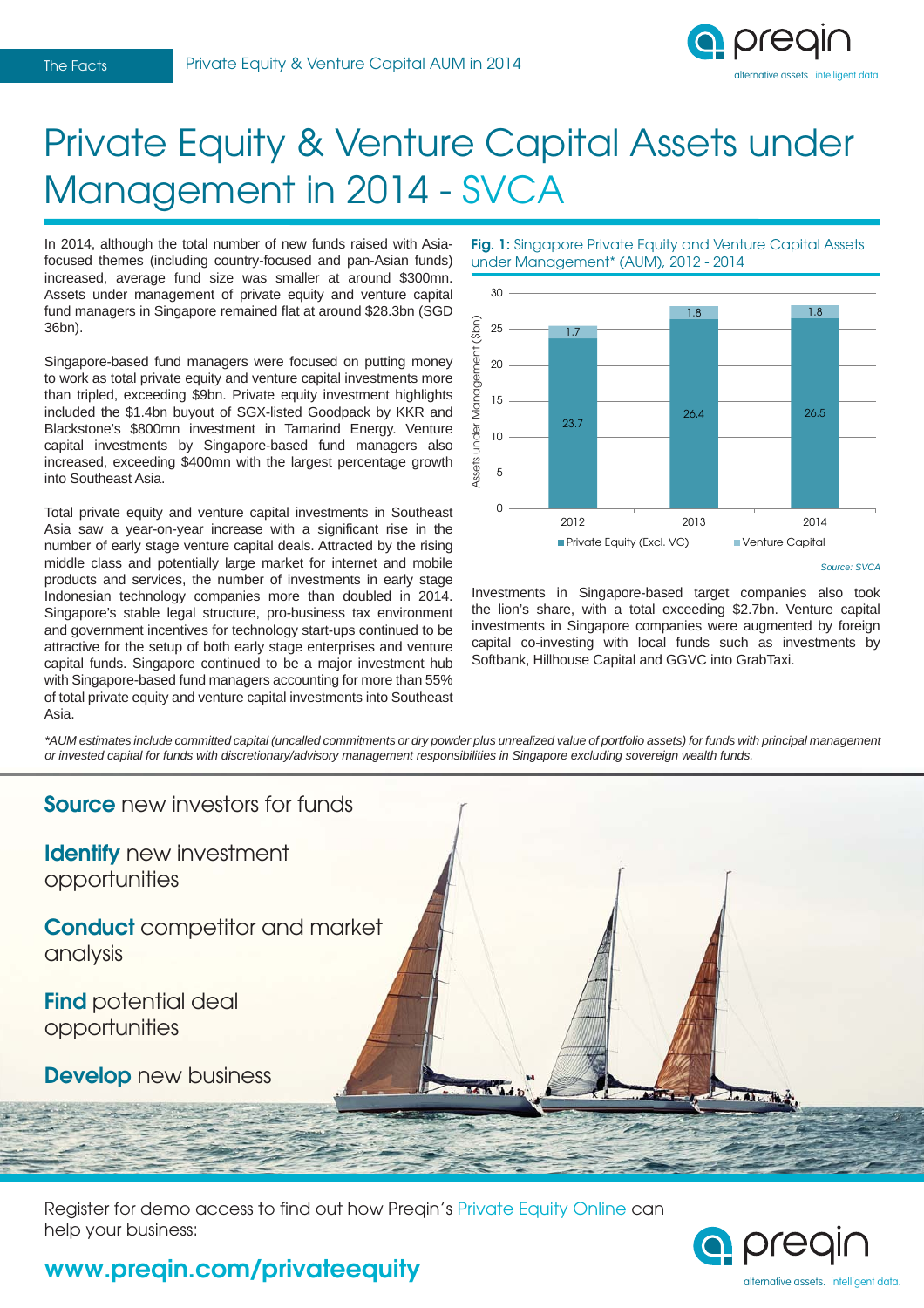# Private Equity & Venture Capital Assets under Management in 2014 - SVCA

In 2014, although the total number of new funds raised with Asia-focused themes (including country-focused and pan-Asian funds) increased, average fund size was smaller at around $300mn. Assets under management of private equity and venture capital fund managers in Singapore remained flat at around $28.3bn (SGD 36bn).

Singapore-based fund managers were focused on putting money to work as total private equity and venture capital investments more than tripled, exceeding $9bn. Private equity investment highlights included the $1.4bn buyout of SGX-listed Goodpack by KKR and Blackstone's $800mn investment in Tamarind Energy. Venture capital investments by Singapore-based fund managers also increased, exceeding $400mn with the largest percentage growth into Southeast Asia.

Total private equity and venture capital investments in Southeast Asia saw a year-on-year increase with a significant rise in the number of early stage venture capital deals. Attracted by the rising middle class and potentially large market for internet and mobile products and services, the number of investments in early stage Indonesian technology companies more than doubled in 2014. Singapore's stable legal structure, pro-business tax environment and government incentives for technology start-ups continued to be attractive for the setup of both early stage enterprises and venture capital funds. Singapore continued to be a major investment hub with Singapore-based fund managers accounting for more than 55% of total private equity and venture capital investments into Southeast Asia.

**Fig. 1:** Singapore Private Equity and Venture Capital Assets under Management* (AUM), 2012 - 2014

| Year | Private Equity (Excl. VC) ($bn) | Venture Capital ($bn) |
|---|---|---|
| 2012 | 23.7 | 1.7 |
| 2013 | 26.4 | 1.8 |
| 2014 | 26.5 | 1.8 |

*Source: SVCA*

Investments in Singapore-based target companies also took the lion's share, with a total exceeding $2.7bn. Venture capital investments in Singapore companies were augmented by foreign capital co-investing with local funds such as investments by Softbank, Hillhouse Capital and GGVC into GrabTaxi.

*\*AUM estimates include committed capital (uncalled commitments or dry powder plus unrealized value of portfolio assets) for funds with principal management or invested capital for funds with discretionary/advisory management responsibilities in Singapore excluding sovereign wealth funds.*

**Source** new investors for funds

**Identify** new investment opportunities

**Conduct** competitor and market analysis

**Find** potential deal opportunities

**Develop** new business

Register for demo access to find out how Preqin's Private Equity Online can help your business:

**www.preqin.com/privateequity**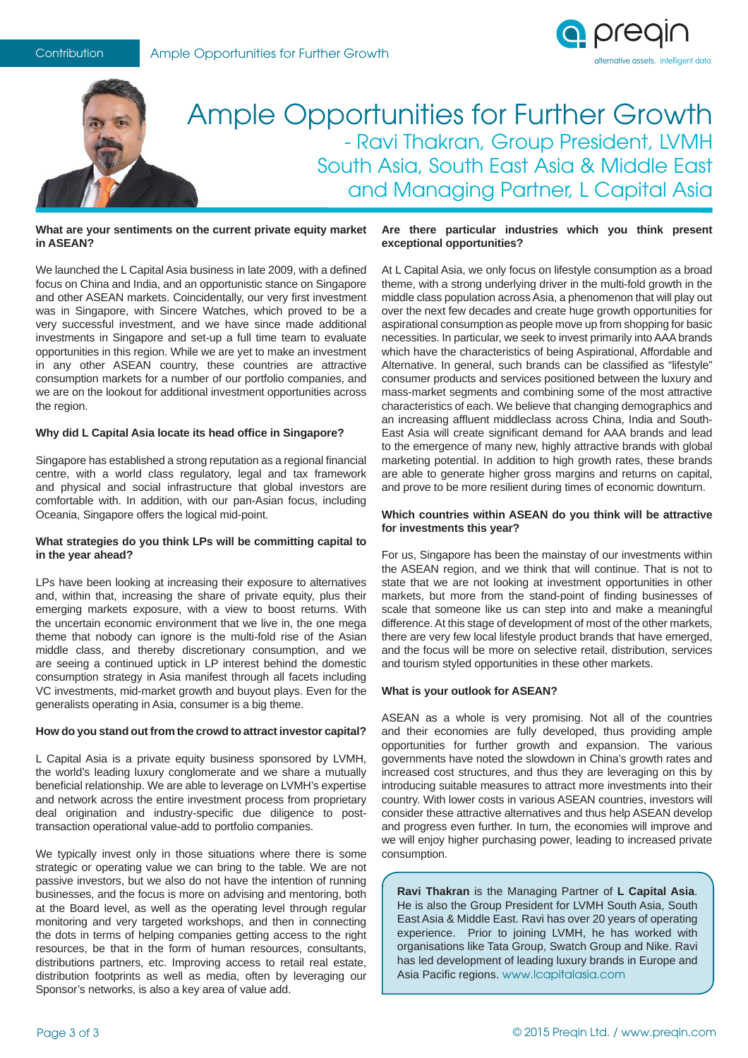# Ample Opportunities for Further Growth

## - Ravi Thakran, Group President, LVMH South Asia, South East Asia & Middle East and Managing Partner, L Capital Asia

**What are your sentiments on the current private equity market in ASEAN?**

We launched the L Capital Asia business in late 2009, with a defined focus on China and India, and an opportunistic stance on Singapore and other ASEAN markets. Coincidentally, our very first investment was in Singapore, with Sincere Watches, which proved to be a very successful investment, and we have since made additional investments in Singapore and set-up a full time team to evaluate opportunities in this region. While we are yet to make an investment in any other ASEAN country, these countries are attractive consumption markets for a number of our portfolio companies, and we are on the lookout for additional investment opportunities across the region.

**Why did L Capital Asia locate its head office in Singapore?**

Singapore has established a strong reputation as a regional financial centre, with a world class regulatory, legal and tax framework and physical and social infrastructure that global investors are comfortable with. In addition, with our pan-Asian focus, including Oceania, Singapore offers the logical mid-point.

**What strategies do you think LPs will be committing capital to in the year ahead?**

LPs have been looking at increasing their exposure to alternatives and, within that, increasing the share of private equity, plus their emerging markets exposure, with a view to boost returns. With the uncertain economic environment that we live in, the one mega theme that nobody can ignore is the multi-fold rise of the Asian middle class, and thereby discretionary consumption, and we are seeing a continued uptick in LP interest behind the domestic consumption strategy in Asia manifest through all facets including VC investments, mid-market growth and buyout plays. Even for the generalists operating in Asia, consumer is a big theme.

**How do you stand out from the crowd to attract investor capital?**

L Capital Asia is a private equity business sponsored by LVMH, the world's leading luxury conglomerate and we share a mutually beneficial relationship. We are able to leverage on LVMH's expertise and network across the entire investment process from proprietary deal origination and industry-specific due diligence to post-transaction operational value-add to portfolio companies.

We typically invest only in those situations where there is some strategic or operating value we can bring to the table. We are not passive investors, but we also do not have the intention of running businesses, and the focus is more on advising and mentoring, both at the Board level, as well as the operating level through regular monitoring and very targeted workshops, and then in connecting the dots in terms of helping companies getting access to the right resources, be that in the form of human resources, consultants, distributions partners, etc. Improving access to retail real estate, distribution footprints as well as media, often by leveraging our Sponsor's networks, is also a key area of value add.

**Are there particular industries which you think present exceptional opportunities?**

At L Capital Asia, we only focus on lifestyle consumption as a broad theme, with a strong underlying driver in the multi-fold growth in the middle class population across Asia, a phenomenon that will play out over the next few decades and create huge growth opportunities for aspirational consumption as people move up from shopping for basic necessities. In particular, we seek to invest primarily into AAA brands which have the characteristics of being Aspirational, Affordable and Alternative. In general, such brands can be classified as "lifestyle" consumer products and services positioned between the luxury and mass-market segments and combining some of the most attractive characteristics of each. We believe that changing demographics and an increasing affluent middleclass across China, India and South-East Asia will create significant demand for AAA brands and lead to the emergence of many new, highly attractive brands with global marketing potential. In addition to high growth rates, these brands are able to generate higher gross margins and returns on capital, and prove to be more resilient during times of economic downturn.

**Which countries within ASEAN do you think will be attractive for investments this year?**

For us, Singapore has been the mainstay of our investments within the ASEAN region, and we think that will continue. That is not to state that we are not looking at investment opportunities in other markets, but more from the stand-point of finding businesses of scale that someone like us can step into and make a meaningful difference. At this stage of development of most of the other markets, there are very few local lifestyle product brands that have emerged, and the focus will be more on selective retail, distribution, services and tourism styled opportunities in these other markets.

**What is your outlook for ASEAN?**

ASEAN as a whole is very promising. Not all of the countries and their economies are fully developed, thus providing ample opportunities for further growth and expansion. The various governments have noted the slowdown in China's growth rates and increased cost structures, and thus they are leveraging on this by introducing suitable measures to attract more investments into their country. With lower costs in various ASEAN countries, investors will consider these attractive alternatives and thus help ASEAN develop and progress even further. In turn, the economies will improve and we will enjoy higher purchasing power, leading to increased private consumption.

**Ravi Thakran** is the Managing Partner of **L Capital Asia**. He is also the Group President for LVMH South Asia, South East Asia & Middle East. Ravi has over 20 years of operating experience. Prior to joining LVMH, he has worked with organisations like Tata Group, Swatch Group and Nike. Ravi has led development of leading luxury brands in Europe and Asia Pacific regions. www.lcapitalasia.com